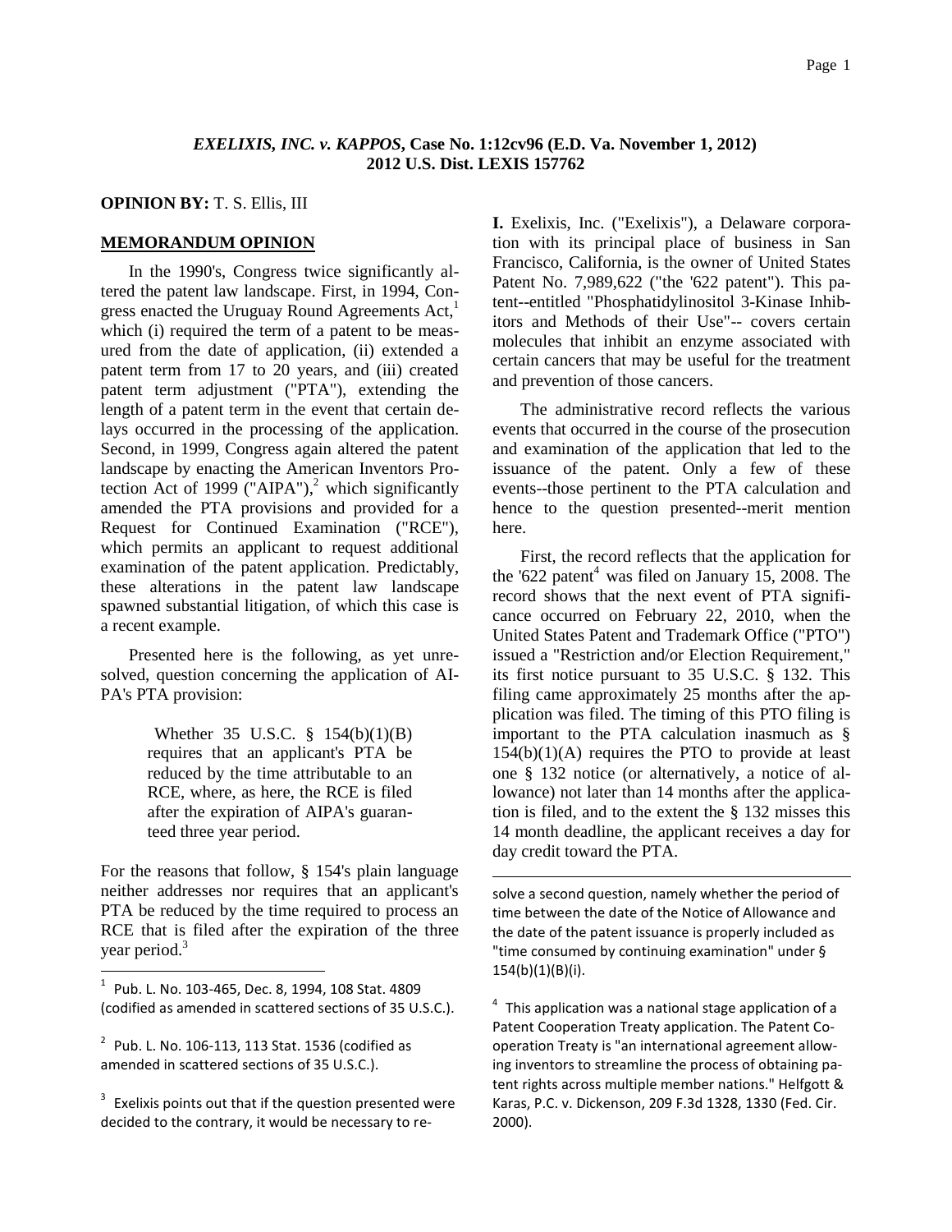***EXELIXIS, INC. v. KAPPOS*, Case No. 1:12cv96 (E.D. Va. November 1, 2012)**
**2012 U.S. Dist. LEXIS 157762**

**OPINION BY:** T. S. Ellis, III

## MEMORANDUM OPINION

In the 1990's, Congress twice significantly altered the patent law landscape. First, in 1994, Congress enacted the Uruguay Round Agreements Act,[1] which (i) required the term of a patent to be measured from the date of application, (ii) extended a patent term from 17 to 20 years, and (iii) created patent term adjustment ("PTA"), extending the length of a patent term in the event that certain delays occurred in the processing of the application. Second, in 1999, Congress again altered the patent landscape by enacting the American Inventors Protection Act of 1999 ("AIPA"),[2] which significantly amended the PTA provisions and provided for a Request for Continued Examination ("RCE"), which permits an applicant to request additional examination of the patent application. Predictably, these alterations in the patent law landscape spawned substantial litigation, of which this case is a recent example.

Presented here is the following, as yet unresolved, question concerning the application of AIPA's PTA provision:

> Whether 35 U.S.C. § 154(b)(1)(B) requires that an applicant's PTA be reduced by the time attributable to an RCE, where, as here, the RCE is filed after the expiration of AIPA's guaranteed three year period.

For the reasons that follow, § 154's plain language neither addresses nor requires that an applicant's PTA be reduced by the time required to process an RCE that is filed after the expiration of the three year period.[3]

**I.** Exelixis, Inc. ("Exelixis"), a Delaware corporation with its principal place of business in San Francisco, California, is the owner of United States Patent No. 7,989,622 ("the '622 patent"). This patent--entitled "Phosphatidylinositol 3-Kinase Inhibitors and Methods of their Use"-- covers certain molecules that inhibit an enzyme associated with certain cancers that may be useful for the treatment and prevention of those cancers.

The administrative record reflects the various events that occurred in the course of the prosecution and examination of the application that led to the issuance of the patent. Only a few of these events--those pertinent to the PTA calculation and hence to the question presented--merit mention here.

First, the record reflects that the application for the '622 patent[4] was filed on January 15, 2008. The record shows that the next event of PTA significance occurred on February 22, 2010, when the United States Patent and Trademark Office ("PTO") issued a "Restriction and/or Election Requirement," its first notice pursuant to 35 U.S.C. § 132. This filing came approximately 25 months after the application was filed. The timing of this PTO filing is important to the PTA calculation inasmuch as § 154(b)(1)(A) requires the PTO to provide at least one § 132 notice (or alternatively, a notice of allowance) not later than 14 months after the application is filed, and to the extent the § 132 misses this 14 month deadline, the applicant receives a day for day credit toward the PTA.

---

[1] Pub. L. No. 103-465, Dec. 8, 1994, 108 Stat. 4809 (codified as amended in scattered sections of 35 U.S.C.).

[2] Pub. L. No. 106-113, 113 Stat. 1536 (codified as amended in scattered sections of 35 U.S.C.).

[3] Exelixis points out that if the question presented were decided to the contrary, it would be necessary to resolve a second question, namely whether the period of time between the date of the Notice of Allowance and the date of the patent issuance is properly included as "time consumed by continuing examination" under § 154(b)(1)(B)(i).

[4] This application was a national stage application of a Patent Cooperation Treaty application. The Patent Cooperation Treaty is "an international agreement allowing inventors to streamline the process of obtaining patent rights across multiple member nations." Helfgott & Karas, P.C. v. Dickenson, 209 F.3d 1328, 1330 (Fed. Cir. 2000).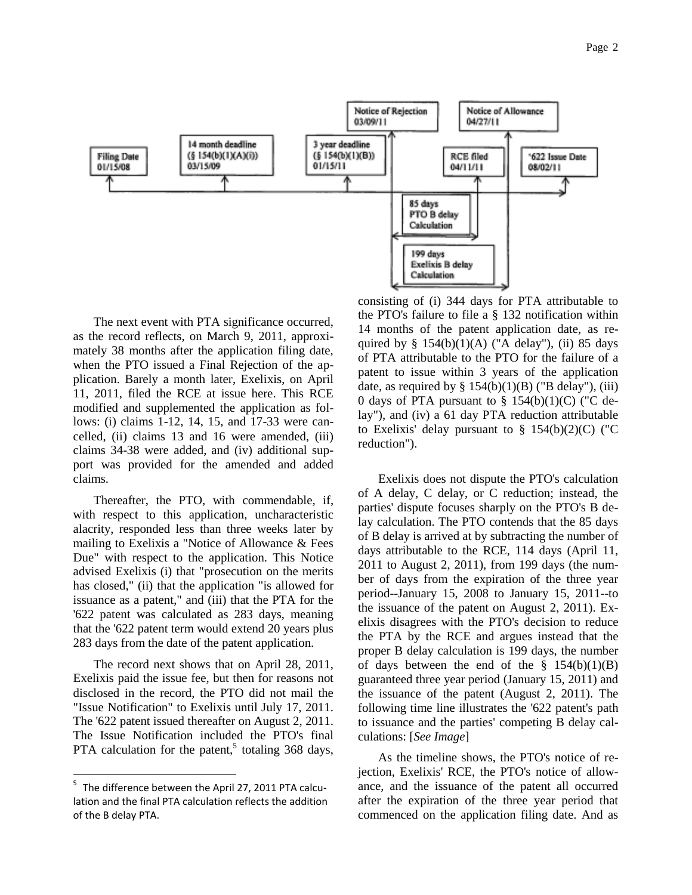The next event with PTA significance occurred, as the record reflects, on March 9, 2011, approximately 38 months after the application filing date, when the PTO issued a Final Rejection of the application. Barely a month later, Exelixis, on April 11, 2011, filed the RCE at issue here. This RCE modified and supplemented the application as follows: (i) claims 1-12, 14, 15, and 17-33 were cancelled, (ii) claims 13 and 16 were amended, (iii) claims 34-38 were added, and (iv) additional support was provided for the amended and added claims.

Thereafter, the PTO, with commendable, if, with respect to this application, uncharacteristic alacrity, responded less than three weeks later by mailing to Exelixis a "Notice of Allowance & Fees Due" with respect to the application. This Notice advised Exelixis (i) that "prosecution on the merits has closed," (ii) that the application "is allowed for issuance as a patent," and (iii) that the PTA for the '622 patent was calculated as 283 days, meaning that the '622 patent term would extend 20 years plus 283 days from the date of the patent application.

The record next shows that on April 28, 2011, Exelixis paid the issue fee, but then for reasons not disclosed in the record, the PTO did not mail the "Issue Notification" to Exelixis until July 17, 2011. The '622 patent issued thereafter on August 2, 2011. The Issue Notification included the PTO's final PTA calculation for the patent,[5] totaling 368 days, consisting of (i) 344 days for PTA attributable to the PTO's failure to file a § 132 notification within 14 months of the patent application date, as required by § 154(b)(1)(A) ("A delay"), (ii) 85 days of PTA attributable to the PTO for the failure of a patent to issue within 3 years of the application date, as required by § 154(b)(1)(B) ("B delay"), (iii) 0 days of PTA pursuant to § 154(b)(1)(C) ("C delay"), and (iv) a 61 day PTA reduction attributable to Exelixis' delay pursuant to § 154(b)(2)(C) ("C reduction").

Exelixis does not dispute the PTO's calculation of A delay, C delay, or C reduction; instead, the parties' dispute focuses sharply on the PTO's B delay calculation. The PTO contends that the 85 days of B delay is arrived at by subtracting the number of days attributable to the RCE, 114 days (April 11, 2011 to August 2, 2011), from 199 days (the number of days from the expiration of the three year period--January 15, 2008 to January 15, 2011--to the issuance of the patent on August 2, 2011). Exelixis disagrees with the PTO's decision to reduce the PTA by the RCE and argues instead that the proper B delay calculation is 199 days, the number of days between the end of the § 154(b)(1)(B) guaranteed three year period (January 15, 2011) and the issuance of the patent (August 2, 2011). The following time line illustrates the '622 patent's path to issuance and the parties' competing B delay calculations: [*See Image*]

Filing Date 01/15/08 — 14 month deadline (§ 154(b)(1)(A)(i)) 03/15/09 — 3 year deadline (§ 154(b)(1)(B)) 01/15/11 — Notice of Rejection 03/09/11 — RCE filed 04/11/11 — Notice of Allowance 04/27/11 — '622 Issue Date 08/02/11

85 days PTO B delay Calculation

199 days Exelixis B delay Calculation

As the timeline shows, the PTO's notice of rejection, Exelixis' RCE, the PTO's notice of allowance, and the issuance of the patent all occurred after the expiration of the three year period that commenced on the application filing date. And as

[5] The difference between the April 27, 2011 PTA calculation and the final PTA calculation reflects the addition of the B delay PTA.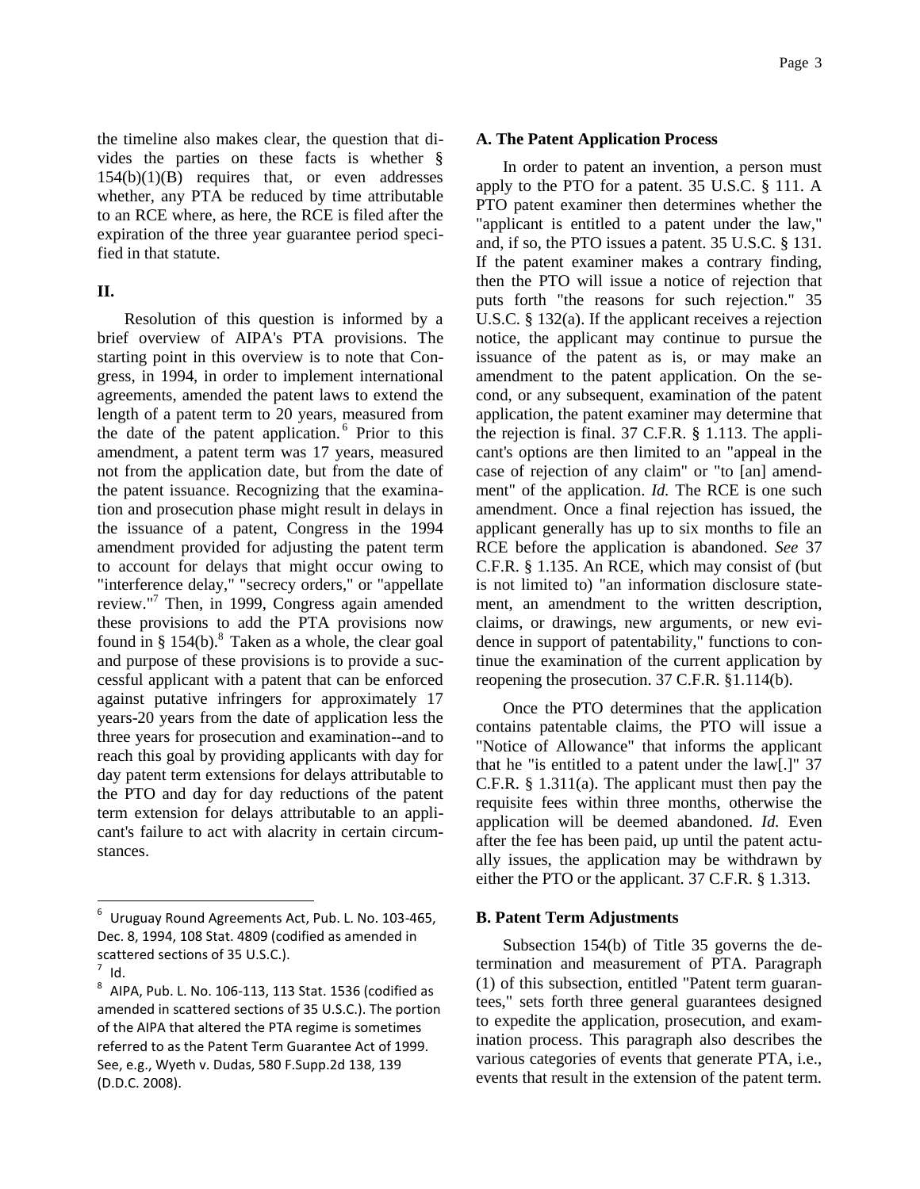the timeline also makes clear, the question that divides the parties on these facts is whether § 154(b)(1)(B) requires that, or even addresses whether, any PTA be reduced by time attributable to an RCE where, as here, the RCE is filed after the expiration of the three year guarantee period specified in that statute.

## II.

Resolution of this question is informed by a brief overview of AIPA's PTA provisions. The starting point in this overview is to note that Congress, in 1994, in order to implement international agreements, amended the patent laws to extend the length of a patent term to 20 years, measured from the date of the patent application.[6] Prior to this amendment, a patent term was 17 years, measured not from the application date, but from the date of the patent issuance. Recognizing that the examination and prosecution phase might result in delays in the issuance of a patent, Congress in the 1994 amendment provided for adjusting the patent term to account for delays that might occur owing to "interference delay," "secrecy orders," or "appellate review."[7] Then, in 1999, Congress again amended these provisions to add the PTA provisions now found in § 154(b).[8] Taken as a whole, the clear goal and purpose of these provisions is to provide a successful applicant with a patent that can be enforced against putative infringers for approximately 17 years-20 years from the date of application less the three years for prosecution and examination--and to reach this goal by providing applicants with day for day patent term extensions for delays attributable to the PTO and day for day reductions of the patent term extension for delays attributable to an applicant's failure to act with alacrity in certain circumstances.

### A. The Patent Application Process

In order to patent an invention, a person must apply to the PTO for a patent. 35 U.S.C. § 111. A PTO patent examiner then determines whether the "applicant is entitled to a patent under the law," and, if so, the PTO issues a patent. 35 U.S.C. § 131. If the patent examiner makes a contrary finding, then the PTO will issue a notice of rejection that puts forth "the reasons for such rejection." 35 U.S.C. § 132(a). If the applicant receives a rejection notice, the applicant may continue to pursue the issuance of the patent as is, or may make an amendment to the patent application. On the second, or any subsequent, examination of the patent application, the patent examiner may determine that the rejection is final. 37 C.F.R. § 1.113. The applicant's options are then limited to an "appeal in the case of rejection of any claim" or "to [an] amendment" of the application. *Id.* The RCE is one such amendment. Once a final rejection has issued, the applicant generally has up to six months to file an RCE before the application is abandoned. *See* 37 C.F.R. § 1.135. An RCE, which may consist of (but is not limited to) "an information disclosure statement, an amendment to the written description, claims, or drawings, new arguments, or new evidence in support of patentability," functions to continue the examination of the current application by reopening the prosecution. 37 C.F.R. §1.114(b).

Once the PTO determines that the application contains patentable claims, the PTO will issue a "Notice of Allowance" that informs the applicant that he "is entitled to a patent under the law[.]" 37 C.F.R. § 1.311(a). The applicant must then pay the requisite fees within three months, otherwise the application will be deemed abandoned. *Id.* Even after the fee has been paid, up until the patent actually issues, the application may be withdrawn by either the PTO or the applicant. 37 C.F.R. § 1.313.

### B. Patent Term Adjustments

Subsection 154(b) of Title 35 governs the determination and measurement of PTA. Paragraph (1) of this subsection, entitled "Patent term guarantees," sets forth three general guarantees designed to expedite the application, prosecution, and examination process. This paragraph also describes the various categories of events that generate PTA, i.e., events that result in the extension of the patent term.

---

[6] Uruguay Round Agreements Act, Pub. L. No. 103-465, Dec. 8, 1994, 108 Stat. 4809 (codified as amended in scattered sections of 35 U.S.C.).

[7] Id.

[8] AIPA, Pub. L. No. 106-113, 113 Stat. 1536 (codified as amended in scattered sections of 35 U.S.C.). The portion of the AIPA that altered the PTA regime is sometimes referred to as the Patent Term Guarantee Act of 1999. See, e.g., Wyeth v. Dudas, 580 F.Supp.2d 138, 139 (D.D.C. 2008).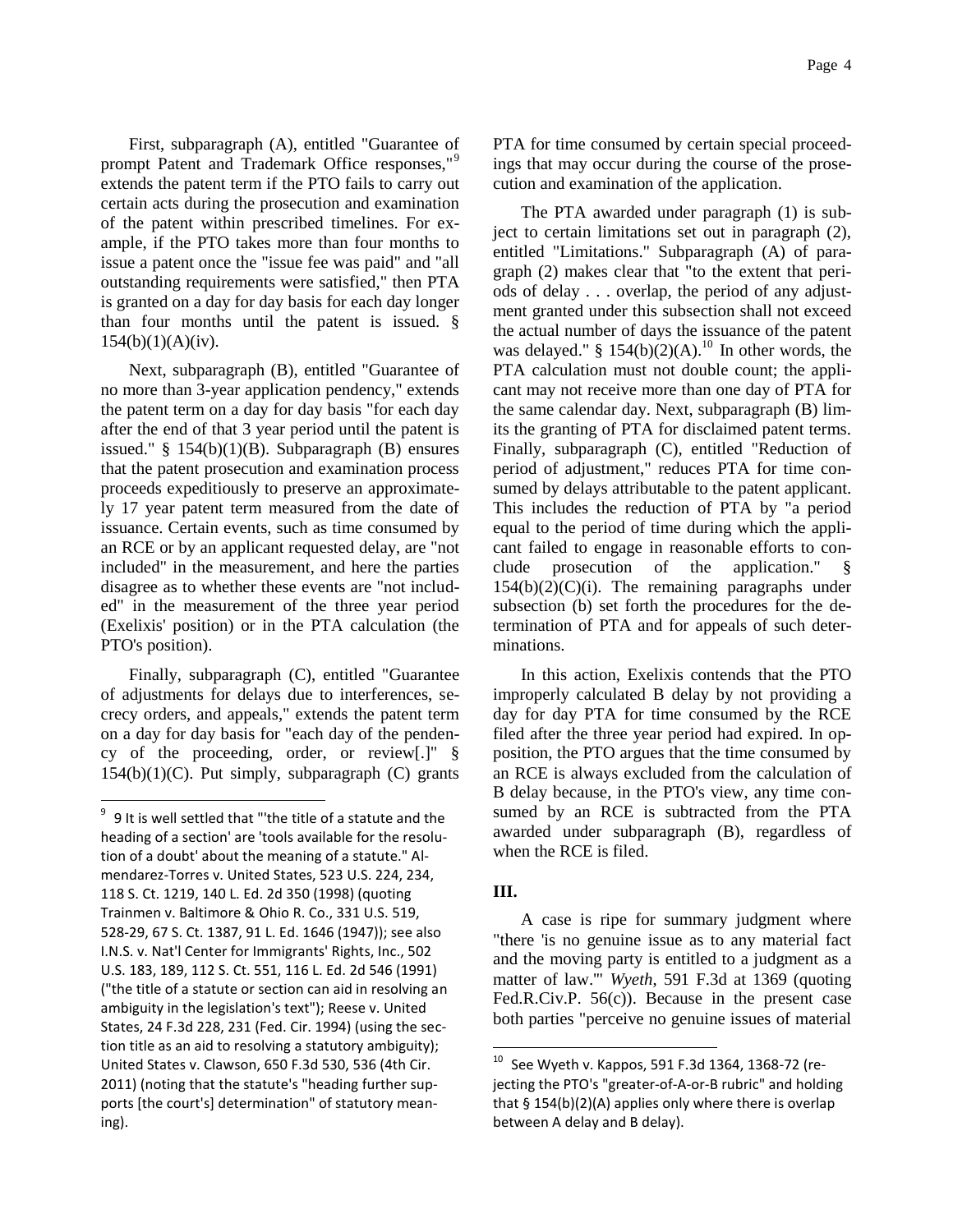First, subparagraph (A), entitled "Guarantee of prompt Patent and Trademark Office responses,"[9] extends the patent term if the PTO fails to carry out certain acts during the prosecution and examination of the patent within prescribed timelines. For example, if the PTO takes more than four months to issue a patent once the "issue fee was paid" and "all outstanding requirements were satisfied," then PTA is granted on a day for day basis for each day longer than four months until the patent is issued. § 154(b)(1)(A)(iv).

Next, subparagraph (B), entitled "Guarantee of no more than 3-year application pendency," extends the patent term on a day for day basis "for each day after the end of that 3 year period until the patent is issued." § 154(b)(1)(B). Subparagraph (B) ensures that the patent prosecution and examination process proceeds expeditiously to preserve an approximately 17 year patent term measured from the date of issuance. Certain events, such as time consumed by an RCE or by an applicant requested delay, are "not included" in the measurement, and here the parties disagree as to whether these events are "not included" in the measurement of the three year period (Exelixis' position) or in the PTA calculation (the PTO's position).

Finally, subparagraph (C), entitled "Guarantee of adjustments for delays due to interferences, secrecy orders, and appeals," extends the patent term on a day for day basis for "each day of the pendency of the proceeding, order, or review[.]" § 154(b)(1)(C). Put simply, subparagraph (C) grants PTA for time consumed by certain special proceedings that may occur during the course of the prosecution and examination of the application.

The PTA awarded under paragraph (1) is subject to certain limitations set out in paragraph (2), entitled "Limitations." Subparagraph (A) of paragraph (2) makes clear that "to the extent that periods of delay . . . overlap, the period of any adjustment granted under this subsection shall not exceed the actual number of days the issuance of the patent was delayed." § 154(b)(2)(A).[10] In other words, the PTA calculation must not double count; the applicant may not receive more than one day of PTA for the same calendar day. Next, subparagraph (B) limits the granting of PTA for disclaimed patent terms. Finally, subparagraph (C), entitled "Reduction of period of adjustment," reduces PTA for time consumed by delays attributable to the patent applicant. This includes the reduction of PTA by "a period equal to the period of time during which the applicant failed to engage in reasonable efforts to conclude prosecution of the application." § 154(b)(2)(C)(i). The remaining paragraphs under subsection (b) set forth the procedures for the determination of PTA and for appeals of such determinations.

In this action, Exelixis contends that the PTO improperly calculated B delay by not providing a day for day PTA for time consumed by the RCE filed after the three year period had expired. In opposition, the PTO argues that the time consumed by an RCE is always excluded from the calculation of B delay because, in the PTO's view, any time consumed by an RCE is subtracted from the PTA awarded under subparagraph (B), regardless of when the RCE is filed.

### III.

A case is ripe for summary judgment where "there 'is no genuine issue as to any material fact and the moving party is entitled to a judgment as a matter of law.'" *Wyeth*, 591 F.3d at 1369 (quoting Fed.R.Civ.P. 56(c)). Because in the present case both parties "perceive no genuine issues of material

---

[9] 9 It is well settled that "'the title of a statute and the heading of a section' are 'tools available for the resolution of a doubt' about the meaning of a statute." Almendarez-Torres v. United States, 523 U.S. 224, 234, 118 S. Ct. 1219, 140 L. Ed. 2d 350 (1998) (quoting Trainmen v. Baltimore & Ohio R. Co., 331 U.S. 519, 528-29, 67 S. Ct. 1387, 91 L. Ed. 1646 (1947)); see also I.N.S. v. Nat'l Center for Immigrants' Rights, Inc., 502 U.S. 183, 189, 112 S. Ct. 551, 116 L. Ed. 2d 546 (1991) ("the title of a statute or section can aid in resolving an ambiguity in the legislation's text"); Reese v. United States, 24 F.3d 228, 231 (Fed. Cir. 1994) (using the section title as an aid to resolving a statutory ambiguity); United States v. Clawson, 650 F.3d 530, 536 (4th Cir. 2011) (noting that the statute's "heading further supports [the court's] determination" of statutory meaning).

[10] See Wyeth v. Kappos, 591 F.3d 1364, 1368-72 (rejecting the PTO's "greater-of-A-or-B rubric" and holding that § 154(b)(2)(A) applies only where there is overlap between A delay and B delay).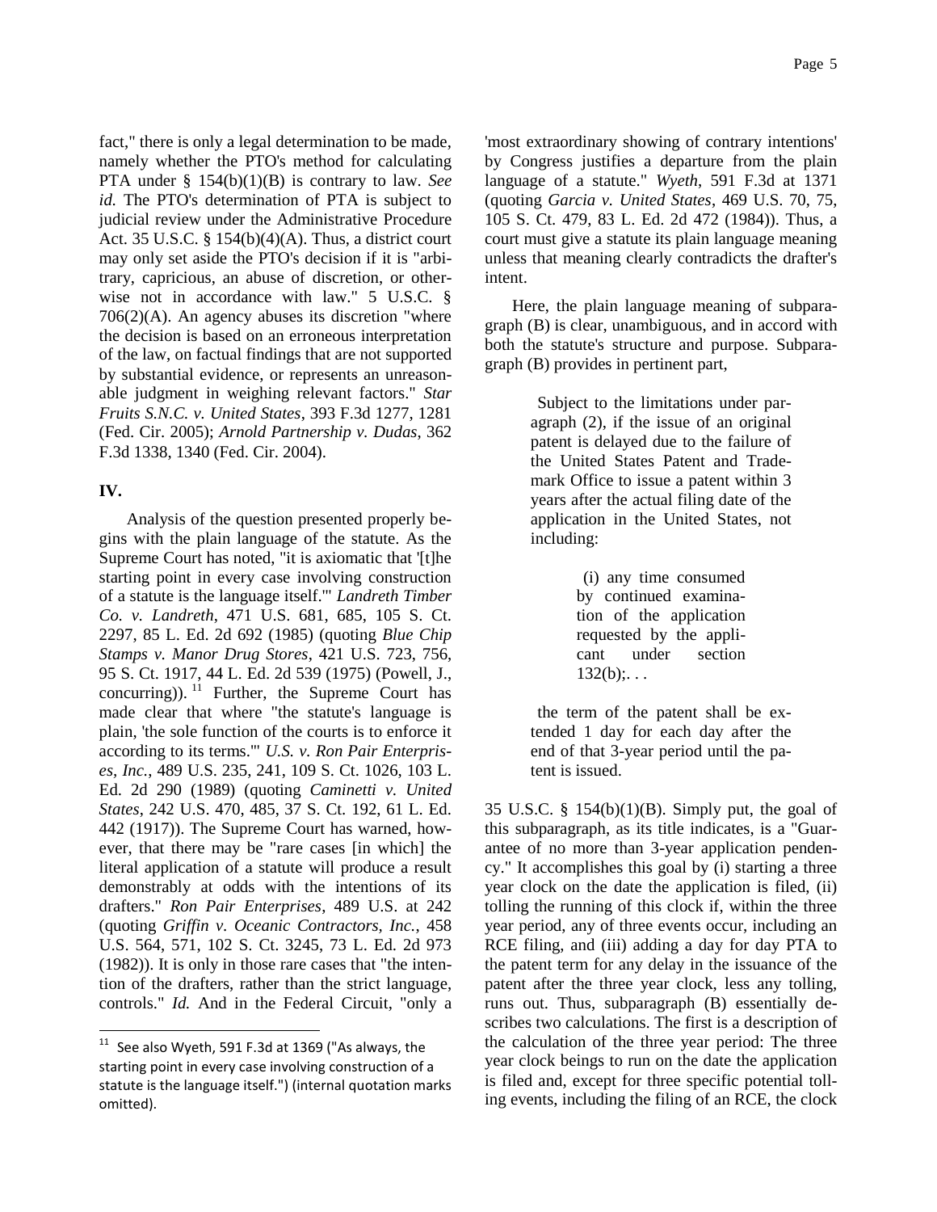fact," there is only a legal determination to be made, namely whether the PTO's method for calculating PTA under § 154(b)(1)(B) is contrary to law. *See id.* The PTO's determination of PTA is subject to judicial review under the Administrative Procedure Act. 35 U.S.C. § 154(b)(4)(A). Thus, a district court may only set aside the PTO's decision if it is "arbitrary, capricious, an abuse of discretion, or otherwise not in accordance with law." 5 U.S.C. § 706(2)(A). An agency abuses its discretion "where the decision is based on an erroneous interpretation of the law, on factual findings that are not supported by substantial evidence, or represents an unreasonable judgment in weighing relevant factors." *Star Fruits S.N.C. v. United States*, 393 F.3d 1277, 1281 (Fed. Cir. 2005); *Arnold Partnership v. Dudas*, 362 F.3d 1338, 1340 (Fed. Cir. 2004).

**IV.**

Analysis of the question presented properly begins with the plain language of the statute. As the Supreme Court has noted, "it is axiomatic that '[t]he starting point in every case involving construction of a statute is the language itself.'" *Landreth Timber Co. v. Landreth*, 471 U.S. 681, 685, 105 S. Ct. 2297, 85 L. Ed. 2d 692 (1985) (quoting *Blue Chip Stamps v. Manor Drug Stores*, 421 U.S. 723, 756, 95 S. Ct. 1917, 44 L. Ed. 2d 539 (1975) (Powell, J., concurring)).[11] Further, the Supreme Court has made clear that where "the statute's language is plain, 'the sole function of the courts is to enforce it according to its terms.'" *U.S. v. Ron Pair Enterprises, Inc.*, 489 U.S. 235, 241, 109 S. Ct. 1026, 103 L. Ed. 2d 290 (1989) (quoting *Caminetti v. United States*, 242 U.S. 470, 485, 37 S. Ct. 192, 61 L. Ed. 442 (1917)). The Supreme Court has warned, however, that there may be "rare cases [in which] the literal application of a statute will produce a result demonstrably at odds with the intentions of its drafters." *Ron Pair Enterprises*, 489 U.S. at 242 (quoting *Griffin v. Oceanic Contractors, Inc.*, 458 U.S. 564, 571, 102 S. Ct. 3245, 73 L. Ed. 2d 973 (1982)). It is only in those rare cases that "the intention of the drafters, rather than the strict language, controls." *Id.* And in the Federal Circuit, "only a 'most extraordinary showing of contrary intentions' by Congress justifies a departure from the plain language of a statute." *Wyeth*, 591 F.3d at 1371 (quoting *Garcia v. United States*, 469 U.S. 70, 75, 105 S. Ct. 479, 83 L. Ed. 2d 472 (1984)). Thus, a court must give a statute its plain language meaning unless that meaning clearly contradicts the drafter's intent.

Here, the plain language meaning of subparagraph (B) is clear, unambiguous, and in accord with both the statute's structure and purpose. Subparagraph (B) provides in pertinent part,

> Subject to the limitations under paragraph (2), if the issue of an original patent is delayed due to the failure of the United States Patent and Trademark Office to issue a patent within 3 years after the actual filing date of the application in the United States, not including:
>
> > (i) any time consumed by continued examination of the application requested by the applicant under section 132(b);. . .
>
> the term of the patent shall be extended 1 day for each day after the end of that 3-year period until the patent is issued.

35 U.S.C. § 154(b)(1)(B). Simply put, the goal of this subparagraph, as its title indicates, is a "Guarantee of no more than 3-year application pendency." It accomplishes this goal by (i) starting a three year clock on the date the application is filed, (ii) tolling the running of this clock if, within the three year period, any of three events occur, including an RCE filing, and (iii) adding a day for day PTA to the patent term for any delay in the issuance of the patent after the three year clock, less any tolling, runs out. Thus, subparagraph (B) essentially describes two calculations. The first is a description of the calculation of the three year period: The three year clock beings to run on the date the application is filed and, except for three specific potential tolling events, including the filing of an RCE, the clock

[11] See also Wyeth, 591 F.3d at 1369 ("As always, the starting point in every case involving construction of a statute is the language itself.") (internal quotation marks omitted).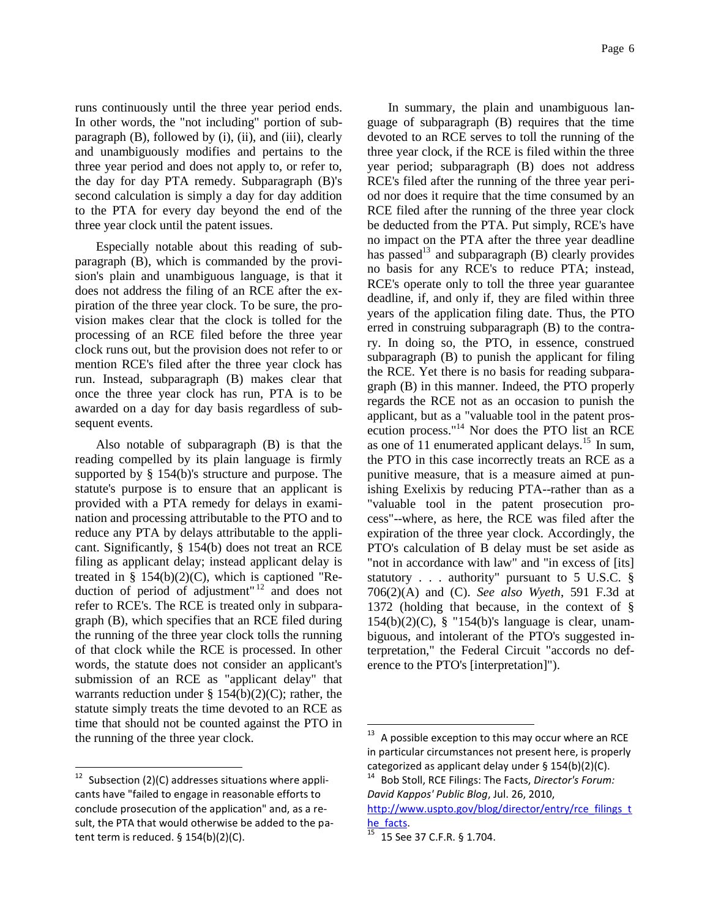runs continuously until the three year period ends. In other words, the "not including" portion of subparagraph (B), followed by (i), (ii), and (iii), clearly and unambiguously modifies and pertains to the three year period and does not apply to, or refer to, the day for day PTA remedy. Subparagraph (B)'s second calculation is simply a day for day addition to the PTA for every day beyond the end of the three year clock until the patent issues.

Especially notable about this reading of subparagraph (B), which is commanded by the provision's plain and unambiguous language, is that it does not address the filing of an RCE after the expiration of the three year clock. To be sure, the provision makes clear that the clock is tolled for the processing of an RCE filed before the three year clock runs out, but the provision does not refer to or mention RCE's filed after the three year clock has run. Instead, subparagraph (B) makes clear that once the three year clock has run, PTA is to be awarded on a day for day basis regardless of subsequent events.

Also notable of subparagraph (B) is that the reading compelled by its plain language is firmly supported by § 154(b)'s structure and purpose. The statute's purpose is to ensure that an applicant is provided with a PTA remedy for delays in examination and processing attributable to the PTO and to reduce any PTA by delays attributable to the applicant. Significantly, § 154(b) does not treat an RCE filing as applicant delay; instead applicant delay is treated in § 154(b)(2)(C), which is captioned "Reduction of period of adjustment"[12] and does not refer to RCE's. The RCE is treated only in subparagraph (B), which specifies that an RCE filed during the running of the three year clock tolls the running of that clock while the RCE is processed. In other words, the statute does not consider an applicant's submission of an RCE as "applicant delay" that warrants reduction under § 154(b)(2)(C); rather, the statute simply treats the time devoted to an RCE as time that should not be counted against the PTO in the running of the three year clock.

In summary, the plain and unambiguous language of subparagraph (B) requires that the time devoted to an RCE serves to toll the running of the three year clock, if the RCE is filed within the three year period; subparagraph (B) does not address RCE's filed after the running of the three year period nor does it require that the time consumed by an RCE filed after the running of the three year clock be deducted from the PTA. Put simply, RCE's have no impact on the PTA after the three year deadline has passed[13] and subparagraph (B) clearly provides no basis for any RCE's to reduce PTA; instead, RCE's operate only to toll the three year guarantee deadline, if, and only if, they are filed within three years of the application filing date. Thus, the PTO erred in construing subparagraph (B) to the contrary. In doing so, the PTO, in essence, construed subparagraph (B) to punish the applicant for filing the RCE. Yet there is no basis for reading subparagraph (B) in this manner. Indeed, the PTO properly regards the RCE not as an occasion to punish the applicant, but as a "valuable tool in the patent prosecution process."[14] Nor does the PTO list an RCE as one of 11 enumerated applicant delays.[15] In sum, the PTO in this case incorrectly treats an RCE as a punitive measure, that is a measure aimed at punishing Exelixis by reducing PTA--rather than as a "valuable tool in the patent prosecution process"--where, as here, the RCE was filed after the expiration of the three year clock. Accordingly, the PTO's calculation of B delay must be set aside as "not in accordance with law" and "in excess of [its] statutory . . . authority" pursuant to 5 U.S.C. § 706(2)(A) and (C). *See also Wyeth*, 591 F.3d at 1372 (holding that because, in the context of § 154(b)(2)(C), § "154(b)'s language is clear, unambiguous, and intolerant of the PTO's suggested interpretation," the Federal Circuit "accords no deference to the PTO's [interpretation]").

---

[12] Subsection (2)(C) addresses situations where applicants have "failed to engage in reasonable efforts to conclude prosecution of the application" and, as a result, the PTA that would otherwise be added to the patent term is reduced. § 154(b)(2)(C).

[13] A possible exception to this may occur where an RCE in particular circumstances not present here, is properly categorized as applicant delay under § 154(b)(2)(C).

[14] Bob Stoll, RCE Filings: The Facts, *Director's Forum: David Kappos' Public Blog*, Jul. 26, 2010, http://www.uspto.gov/blog/director/entry/rce_filings_the_facts.

[15] 15 See 37 C.F.R. § 1.704.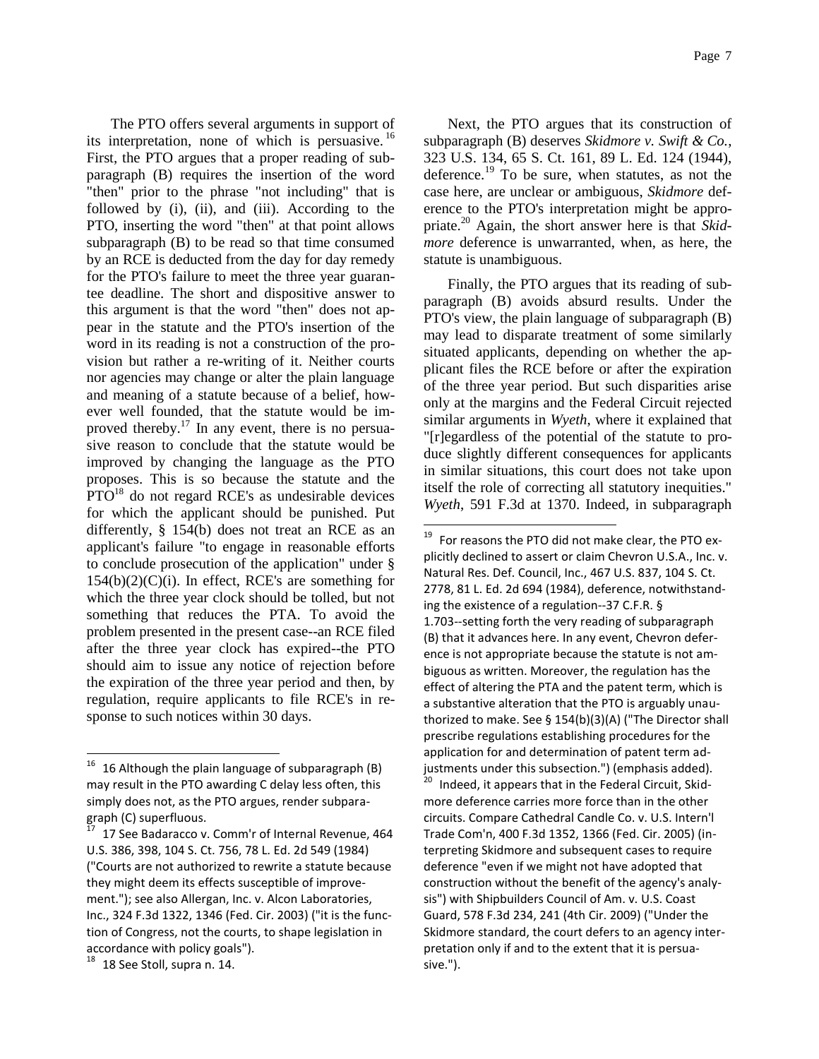The PTO offers several arguments in support of its interpretation, none of which is persuasive.[16] First, the PTO argues that a proper reading of subparagraph (B) requires the insertion of the word "then" prior to the phrase "not including" that is followed by (i), (ii), and (iii). According to the PTO, inserting the word "then" at that point allows subparagraph (B) to be read so that time consumed by an RCE is deducted from the day for day remedy for the PTO's failure to meet the three year guarantee deadline. The short and dispositive answer to this argument is that the word "then" does not appear in the statute and the PTO's insertion of the word in its reading is not a construction of the provision but rather a re-writing of it. Neither courts nor agencies may change or alter the plain language and meaning of a statute because of a belief, however well founded, that the statute would be improved thereby.[17] In any event, there is no persuasive reason to conclude that the statute would be improved by changing the language as the PTO proposes. This is so because the statute and the PTO[18] do not regard RCE's as undesirable devices for which the applicant should be punished. Put differently, § 154(b) does not treat an RCE as an applicant's failure "to engage in reasonable efforts to conclude prosecution of the application" under § 154(b)(2)(C)(i). In effect, RCE's are something for which the three year clock should be tolled, but not something that reduces the PTA. To avoid the problem presented in the present case--an RCE filed after the three year clock has expired--the PTO should aim to issue any notice of rejection before the expiration of the three year period and then, by regulation, require applicants to file RCE's in response to such notices within 30 days.

Next, the PTO argues that its construction of subparagraph (B) deserves *Skidmore v. Swift & Co.*, 323 U.S. 134, 65 S. Ct. 161, 89 L. Ed. 124 (1944), deference.[19] To be sure, when statutes, as not the case here, are unclear or ambiguous, *Skidmore* deference to the PTO's interpretation might be appropriate.[20] Again, the short answer here is that *Skidmore* deference is unwarranted, when, as here, the statute is unambiguous.

Finally, the PTO argues that its reading of subparagraph (B) avoids absurd results. Under the PTO's view, the plain language of subparagraph (B) may lead to disparate treatment of some similarly situated applicants, depending on whether the applicant files the RCE before or after the expiration of the three year period. But such disparities arise only at the margins and the Federal Circuit rejected similar arguments in *Wyeth*, where it explained that "[r]egardless of the potential of the statute to produce slightly different consequences for applicants in similar situations, this court does not take upon itself the role of correcting all statutory inequities." *Wyeth*, 591 F.3d at 1370. Indeed, in subparagraph

---

[16] 16 Although the plain language of subparagraph (B) may result in the PTO awarding C delay less often, this simply does not, as the PTO argues, render subparagraph (C) superfluous.

[17] 17 See Badaracco v. Comm'r of Internal Revenue, 464 U.S. 386, 398, 104 S. Ct. 756, 78 L. Ed. 2d 549 (1984) ("Courts are not authorized to rewrite a statute because they might deem its effects susceptible of improvement."); see also Allergan, Inc. v. Alcon Laboratories, Inc., 324 F.3d 1322, 1346 (Fed. Cir. 2003) ("it is the function of Congress, not the courts, to shape legislation in accordance with policy goals").

[18] 18 See Stoll, supra n. 14.

[19] For reasons the PTO did not make clear, the PTO explicitly declined to assert or claim Chevron U.S.A., Inc. v. Natural Res. Def. Council, Inc., 467 U.S. 837, 104 S. Ct. 2778, 81 L. Ed. 2d 694 (1984), deference, notwithstanding the existence of a regulation--37 C.F.R. § 1.703--setting forth the very reading of subparagraph (B) that it advances here. In any event, Chevron deference is not appropriate because the statute is not ambiguous as written. Moreover, the regulation has the effect of altering the PTA and the patent term, which is a substantive alteration that the PTO is arguably unauthorized to make. See § 154(b)(3)(A) ("The Director shall prescribe regulations establishing procedures for the application for and determination of patent term adjustments under this subsection.") (emphasis added).

[20] Indeed, it appears that in the Federal Circuit, Skidmore deference carries more force than in the other circuits. Compare Cathedral Candle Co. v. U.S. Intern'l Trade Com'n, 400 F.3d 1352, 1366 (Fed. Cir. 2005) (interpreting Skidmore and subsequent cases to require deference "even if we might not have adopted that construction without the benefit of the agency's analysis") with Shipbuilders Council of Am. v. U.S. Coast Guard, 578 F.3d 234, 241 (4th Cir. 2009) ("Under the Skidmore standard, the court defers to an agency interpretation only if and to the extent that it is persuasive.").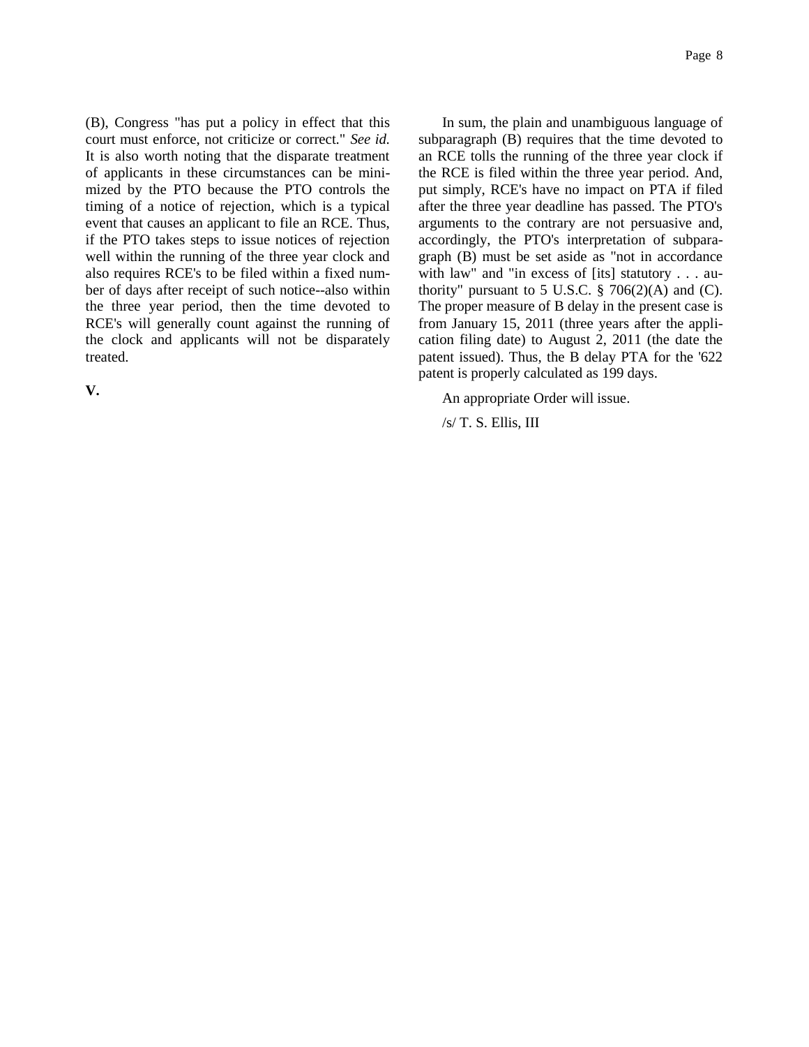(B), Congress "has put a policy in effect that this court must enforce, not criticize or correct." *See id.* It is also worth noting that the disparate treatment of applicants in these circumstances can be minimized by the PTO because the PTO controls the timing of a notice of rejection, which is a typical event that causes an applicant to file an RCE. Thus, if the PTO takes steps to issue notices of rejection well within the running of the three year clock and also requires RCE's to be filed within a fixed number of days after receipt of such notice--also within the three year period, then the time devoted to RCE's will generally count against the running of the clock and applicants will not be disparately treated.

**V.**

In sum, the plain and unambiguous language of subparagraph (B) requires that the time devoted to an RCE tolls the running of the three year clock if the RCE is filed within the three year period. And, put simply, RCE's have no impact on PTA if filed after the three year deadline has passed. The PTO's arguments to the contrary are not persuasive and, accordingly, the PTO's interpretation of subparagraph (B) must be set aside as "not in accordance with law" and "in excess of [its] statutory . . . authority" pursuant to 5 U.S.C. § 706(2)(A) and (C). The proper measure of B delay in the present case is from January 15, 2011 (three years after the application filing date) to August 2, 2011 (the date the patent issued). Thus, the B delay PTA for the '622 patent is properly calculated as 199 days.

An appropriate Order will issue.

/s/ T. S. Ellis, III